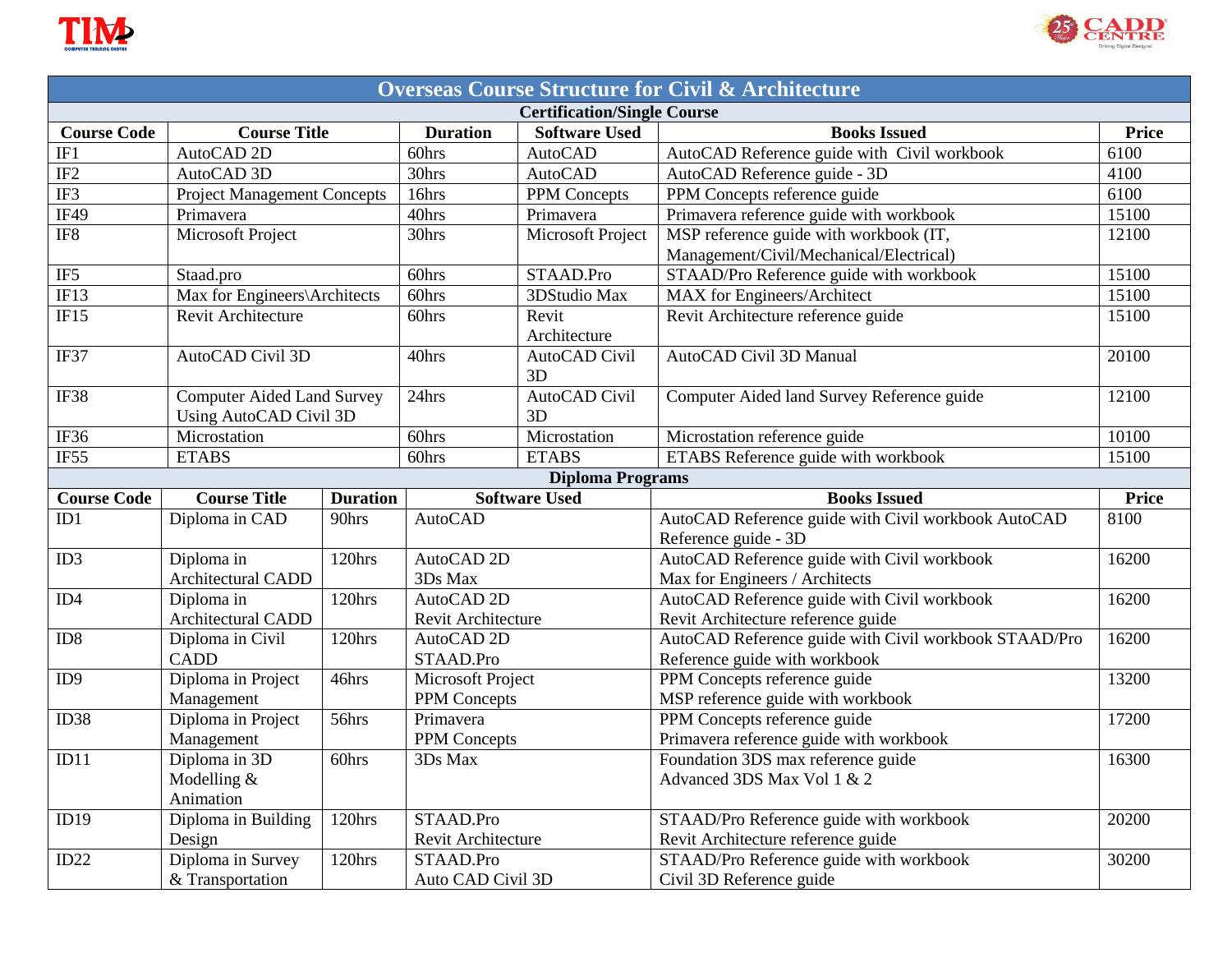# Overseas Course Structure for Civil & Architecture

## Certification/Single Course

| Course Code | Course Title | Duration | Software Used | Books Issued | Price |
|---|---|---|---|---|---|
| IF1 | AutoCAD 2D | 60hrs | AutoCAD | AutoCAD Reference guide with Civil workbook | 6100 |
| IF2 | AutoCAD 3D | 30hrs | AutoCAD | AutoCAD Reference guide - 3D | 4100 |
| IF3 | Project Management Concepts | 16hrs | PPM Concepts | PPM Concepts reference guide | 6100 |
| IF49 | Primavera | 40hrs | Primavera | Primavera reference guide with workbook | 15100 |
| IF8 | Microsoft Project | 30hrs | Microsoft Project | MSP reference guide with workbook (IT, Management/Civil/Mechanical/Electrical) | 12100 |
| IF5 | Staad.pro | 60hrs | STAAD.Pro | STAAD/Pro Reference guide with workbook | 15100 |
| IF13 | Max for Engineers\Architects | 60hrs | 3DStudio Max | MAX for Engineers/Architect | 15100 |
| IF15 | Revit Architecture | 60hrs | Revit Architecture | Revit Architecture reference guide | 15100 |
| IF37 | AutoCAD Civil 3D | 40hrs | AutoCAD Civil 3D | AutoCAD Civil 3D Manual | 20100 |
| IF38 | Computer Aided Land Survey Using AutoCAD Civil 3D | 24hrs | AutoCAD Civil 3D | Computer Aided land Survey Reference guide | 12100 |
| IF36 | Microstation | 60hrs | Microstation | Microstation reference guide | 10100 |
| IF55 | ETABS | 60hrs | ETABS | ETABS Reference guide with workbook | 15100 |

## Diploma Programs

| Course Code | Course Title | Duration | Software Used | Books Issued | Price |
|---|---|---|---|---|---|
| ID1 | Diploma in CAD | 90hrs | AutoCAD | AutoCAD Reference guide with Civil workbook AutoCAD Reference guide - 3D | 8100 |
| ID3 | Diploma in Architectural CADD | 120hrs | AutoCAD 2D<br>3Ds Max | AutoCAD Reference guide with Civil workbook<br>Max for Engineers / Architects | 16200 |
| ID4 | Diploma in Architectural CADD | 120hrs | AutoCAD 2D<br>Revit Architecture | AutoCAD Reference guide with Civil workbook<br>Revit Architecture reference guide | 16200 |
| ID8 | Diploma in Civil CADD | 120hrs | AutoCAD 2D<br>STAAD.Pro | AutoCAD Reference guide with Civil workbook STAAD/Pro Reference guide with workbook | 16200 |
| ID9 | Diploma in Project Management | 46hrs | Microsoft Project<br>PPM Concepts | PPM Concepts reference guide<br>MSP reference guide with workbook | 13200 |
| ID38 | Diploma in Project Management | 56hrs | Primavera<br>PPM Concepts | PPM Concepts reference guide<br>Primavera reference guide with workbook | 17200 |
| ID11 | Diploma in 3D Modelling & Animation | 60hrs | 3Ds Max | Foundation 3DS max reference guide<br>Advanced 3DS Max Vol 1 & 2 | 16300 |
| ID19 | Diploma in Building Design | 120hrs | STAAD.Pro<br>Revit Architecture | STAAD/Pro Reference guide with workbook<br>Revit Architecture reference guide | 20200 |
| ID22 | Diploma in Survey & Transportation | 120hrs | STAAD.Pro<br>Auto CAD Civil 3D | STAAD/Pro Reference guide with workbook<br>Civil 3D Reference guide | 30200 |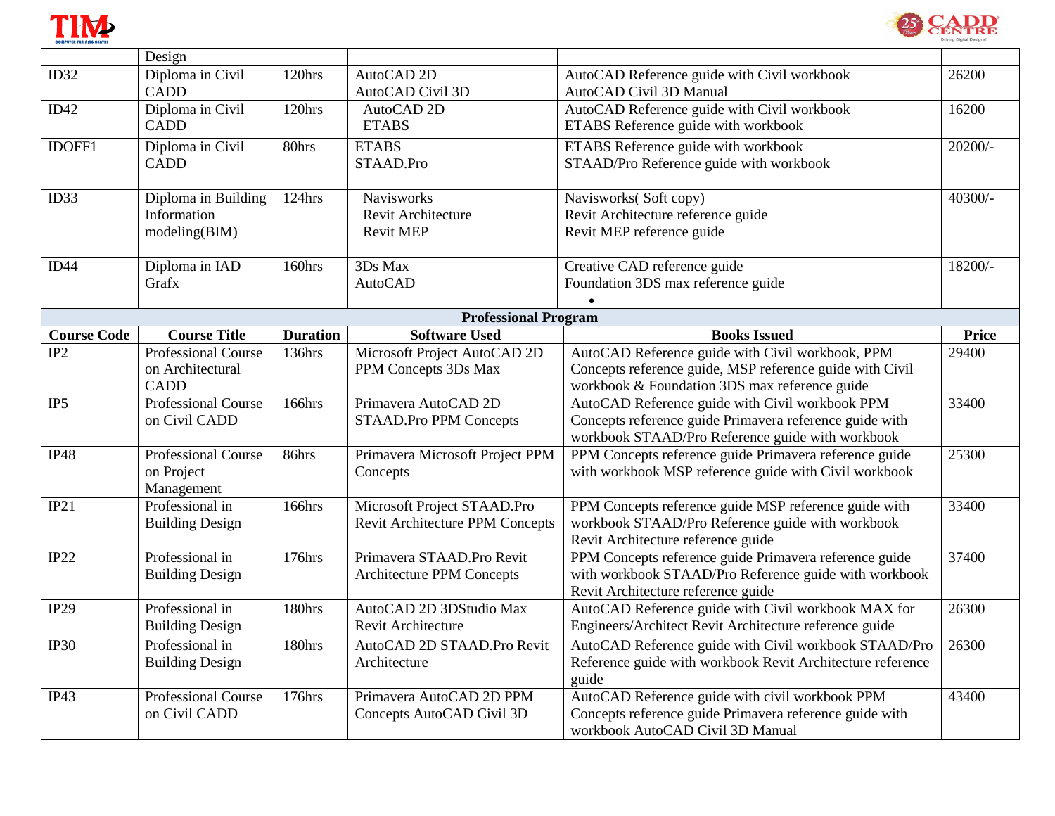| | | | | | |
|---|---|---|---|---|---|
| | Design | | | | |
| ID32 | Diploma in Civil CADD | 120hrs | AutoCAD 2D AutoCAD Civil 3D | AutoCAD Reference guide with Civil workbook AutoCAD Civil 3D Manual | 26200 |
| ID42 | Diploma in Civil CADD | 120hrs | AutoCAD 2D ETABS | AutoCAD Reference guide with Civil workbook ETABS Reference guide with workbook | 16200 |
| IDOFF1 | Diploma in Civil CADD | 80hrs | ETABS STAAD.Pro | ETABS Reference guide with workbook STAAD/Pro Reference guide with workbook | 20200/- |
| ID33 | Diploma in Building Information modeling(BIM) | 124hrs | Navisworks Revit Architecture Revit MEP | Navisworks( Soft copy) Revit Architecture reference guide Revit MEP reference guide | 40300/- |
| ID44 | Diploma in IAD Grafx | 160hrs | 3Ds Max AutoCAD | Creative CAD reference guide Foundation 3DS max reference guide • | 18200/- |

**Professional Program**

| Course Code | Course Title | Duration | Software Used | Books Issued | Price |
|---|---|---|---|---|---|
| IP2 | Professional Course on Architectural CADD | 136hrs | Microsoft Project AutoCAD 2D PPM Concepts 3Ds Max | AutoCAD Reference guide with Civil workbook, PPM Concepts reference guide, MSP reference guide with Civil workbook & Foundation 3DS max reference guide | 29400 |
| IP5 | Professional Course on Civil CADD | 166hrs | Primavera AutoCAD 2D STAAD.Pro PPM Concepts | AutoCAD Reference guide with Civil workbook PPM Concepts reference guide Primavera reference guide with workbook STAAD/Pro Reference guide with workbook | 33400 |
| IP48 | Professional Course on Project Management | 86hrs | Primavera Microsoft Project PPM Concepts | PPM Concepts reference guide Primavera reference guide with workbook MSP reference guide with Civil workbook | 25300 |
| IP21 | Professional in Building Design | 166hrs | Microsoft Project STAAD.Pro Revit Architecture PPM Concepts | PPM Concepts reference guide MSP reference guide with workbook STAAD/Pro Reference guide with workbook Revit Architecture reference guide | 33400 |
| IP22 | Professional in Building Design | 176hrs | Primavera STAAD.Pro Revit Architecture PPM Concepts | PPM Concepts reference guide Primavera reference guide with workbook STAAD/Pro Reference guide with workbook Revit Architecture reference guide | 37400 |
| IP29 | Professional in Building Design | 180hrs | AutoCAD 2D 3DStudio Max Revit Architecture | AutoCAD Reference guide with Civil workbook MAX for Engineers/Architect Revit Architecture reference guide | 26300 |
| IP30 | Professional in Building Design | 180hrs | AutoCAD 2D STAAD.Pro Revit Architecture | AutoCAD Reference guide with Civil workbook STAAD/Pro Reference guide with workbook Revit Architecture reference guide | 26300 |
| IP43 | Professional Course on Civil CADD | 176hrs | Primavera AutoCAD 2D PPM Concepts AutoCAD Civil 3D | AutoCAD Reference guide with civil workbook PPM Concepts reference guide Primavera reference guide with workbook AutoCAD Civil 3D Manual | 43400 |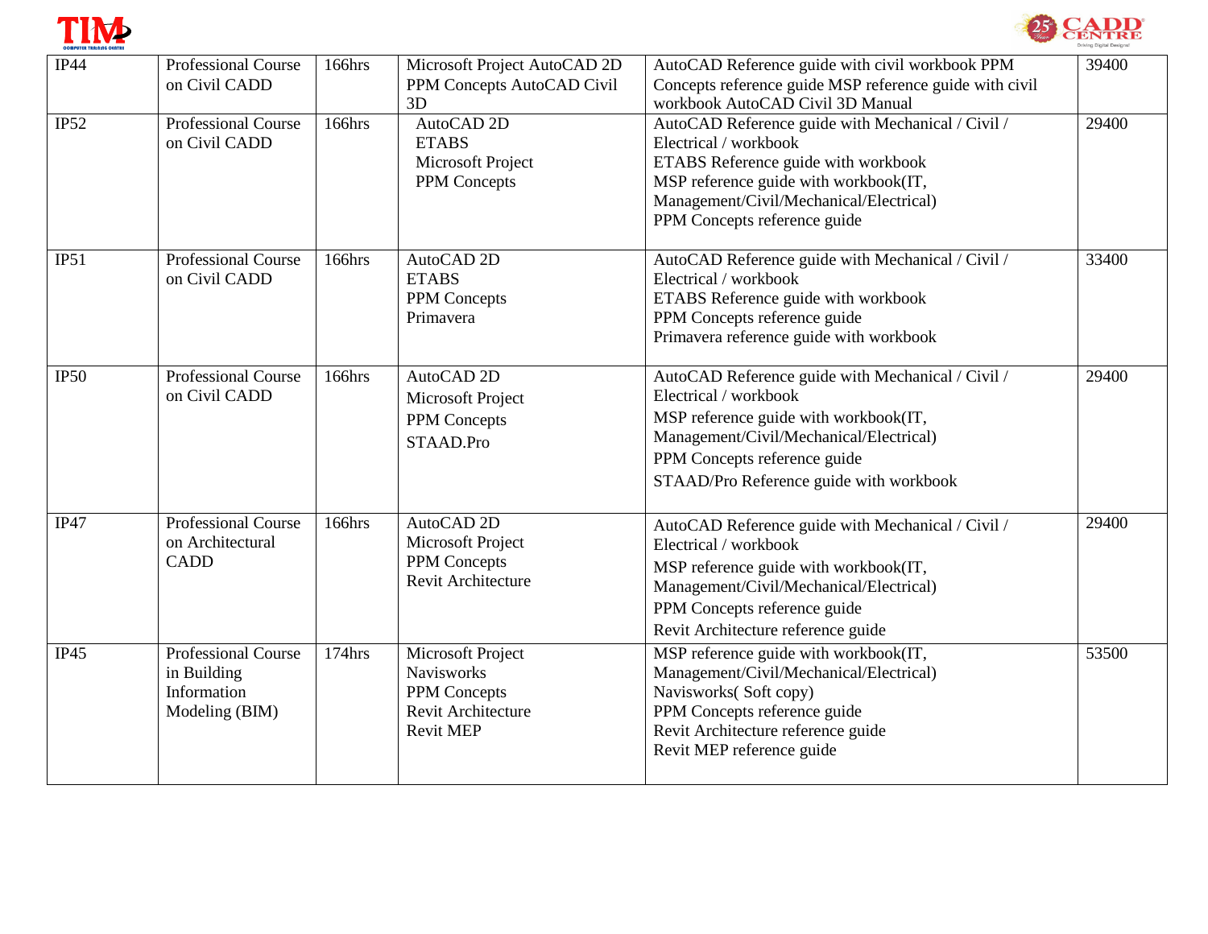| | | | | | |
|---|---|---|---|---|---|
| IP44 | Professional Course on Civil CADD | 166hrs | Microsoft Project AutoCAD 2D PPM Concepts AutoCAD Civil 3D | AutoCAD Reference guide with civil workbook PPM Concepts reference guide MSP reference guide with civil workbook AutoCAD Civil 3D Manual | 39400 |
| IP52 | Professional Course on Civil CADD | 166hrs | AutoCAD 2D<br>ETABS<br>Microsoft Project<br>PPM Concepts | AutoCAD Reference guide with Mechanical / Civil / Electrical / workbook<br>ETABS Reference guide with workbook<br>MSP reference guide with workbook(IT, Management/Civil/Mechanical/Electrical)<br>PPM Concepts reference guide | 29400 |
| IP51 | Professional Course on Civil CADD | 166hrs | AutoCAD 2D<br>ETABS<br>PPM Concepts<br>Primavera | AutoCAD Reference guide with Mechanical / Civil / Electrical / workbook<br>ETABS Reference guide with workbook<br>PPM Concepts reference guide<br>Primavera reference guide with workbook | 33400 |
| IP50 | Professional Course on Civil CADD | 166hrs | AutoCAD 2D<br>Microsoft Project<br>PPM Concepts<br>STAAD.Pro | AutoCAD Reference guide with Mechanical / Civil / Electrical / workbook<br>MSP reference guide with workbook(IT, Management/Civil/Mechanical/Electrical)<br>PPM Concepts reference guide<br>STAAD/Pro Reference guide with workbook | 29400 |
| IP47 | Professional Course on Architectural CADD | 166hrs | AutoCAD 2D<br>Microsoft Project<br>PPM Concepts<br>Revit Architecture | AutoCAD Reference guide with Mechanical / Civil / Electrical / workbook<br>MSP reference guide with workbook(IT, Management/Civil/Mechanical/Electrical)<br>PPM Concepts reference guide<br>Revit Architecture reference guide | 29400 |
| IP45 | Professional Course in Building Information Modeling (BIM) | 174hrs | Microsoft Project<br>Navisworks<br>PPM Concepts<br>Revit Architecture<br>Revit MEP | MSP reference guide with workbook(IT, Management/Civil/Mechanical/Electrical)<br>Navisworks( Soft copy)<br>PPM Concepts reference guide<br>Revit Architecture reference guide<br>Revit MEP reference guide | 53500 |